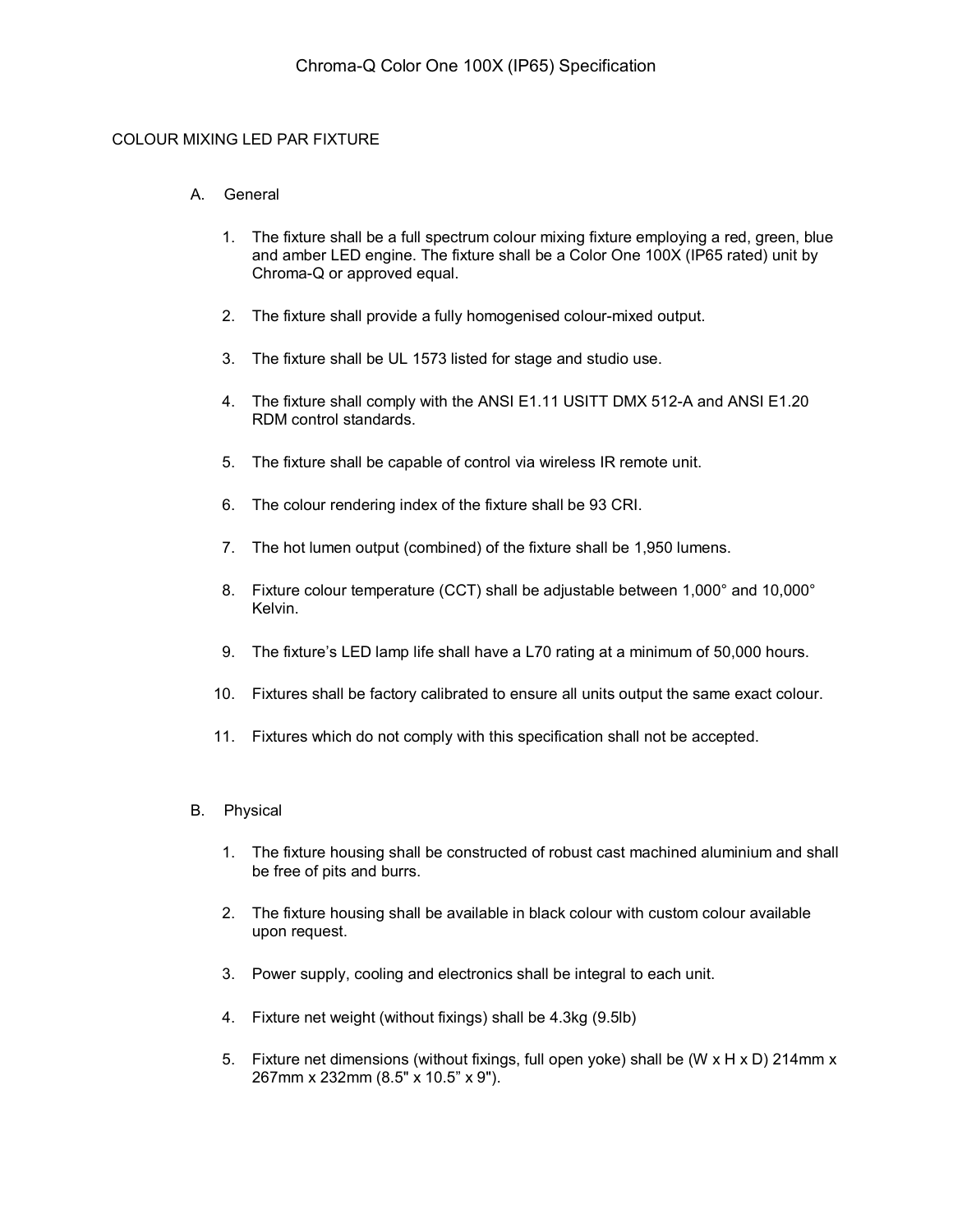# Chroma-Q Color One 100X (IP65) Specification

## COLOUR MIXING LED PAR FIXTURE

### A. General

1. The fixture shall be a full spectrum colour mixing fixture employing a red, green, blue and amber LED engine. The fixture shall be a Color One 100X (IP65 rated) unit by Chroma-Q or approved equal.

2. The fixture shall provide a fully homogenised colour-mixed output.

3. The fixture shall be UL 1573 listed for stage and studio use.

4. The fixture shall comply with the ANSI E1.11 USITT DMX 512-A and ANSI E1.20 RDM control standards.

5. The fixture shall be capable of control via wireless IR remote unit.

6. The colour rendering index of the fixture shall be 93 CRI.

7. The hot lumen output (combined) of the fixture shall be 1,950 lumens.

8. Fixture colour temperature (CCT) shall be adjustable between 1,000° and 10,000° Kelvin.

9. The fixture's LED lamp life shall have a L70 rating at a minimum of 50,000 hours.

10. Fixtures shall be factory calibrated to ensure all units output the same exact colour.

11. Fixtures which do not comply with this specification shall not be accepted.

### B. Physical

1. The fixture housing shall be constructed of robust cast machined aluminium and shall be free of pits and burrs.

2. The fixture housing shall be available in black colour with custom colour available upon request.

3. Power supply, cooling and electronics shall be integral to each unit.

4. Fixture net weight (without fixings) shall be 4.3kg (9.5lb)

5. Fixture net dimensions (without fixings, full open yoke) shall be (W x H x D) 214mm x 267mm x 232mm (8.5" x 10.5" x 9").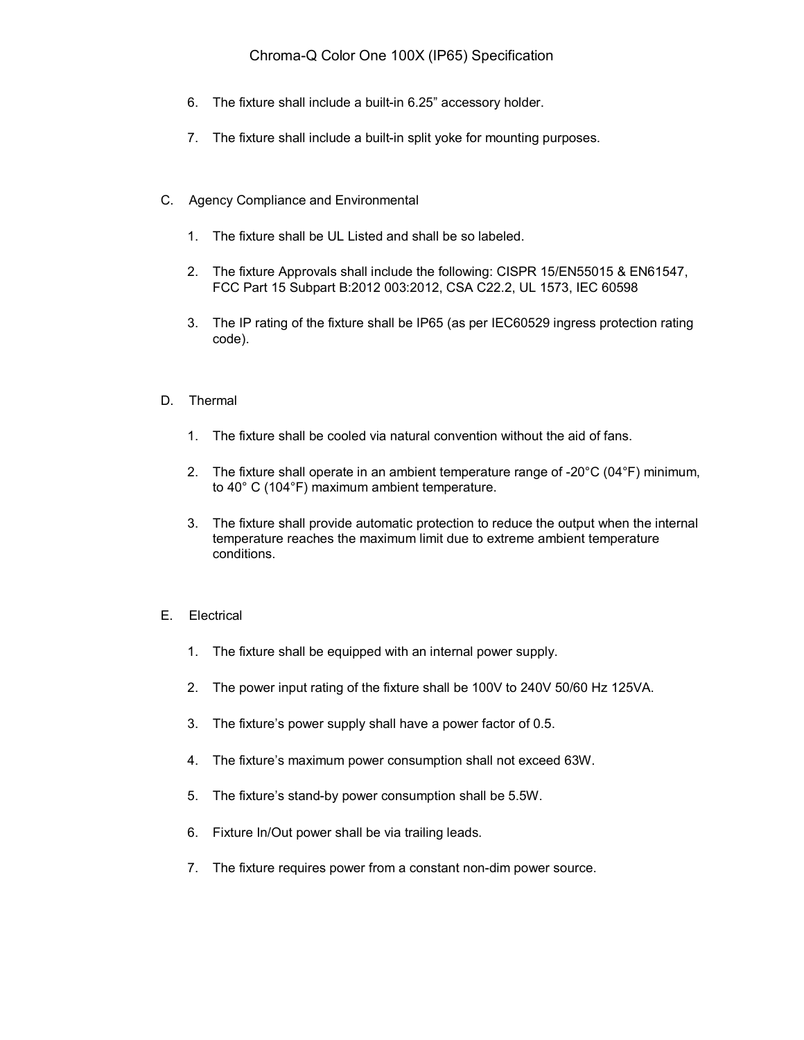6. The fixture shall include a built-in 6.25” accessory holder.

7. The fixture shall include a built-in split yoke for mounting purposes.

C. Agency Compliance and Environmental

1. The fixture shall be UL Listed and shall be so labeled.

2. The fixture Approvals shall include the following: CISPR 15/EN55015 & EN61547, FCC Part 15 Subpart B:2012 003:2012, CSA C22.2, UL 1573, IEC 60598

3. The IP rating of the fixture shall be IP65 (as per IEC60529 ingress protection rating code).

D. Thermal

1. The fixture shall be cooled via natural convention without the aid of fans.

2. The fixture shall operate in an ambient temperature range of -20°C (04°F) minimum, to 40° C (104°F) maximum ambient temperature.

3. The fixture shall provide automatic protection to reduce the output when the internal temperature reaches the maximum limit due to extreme ambient temperature conditions.

E. Electrical

1. The fixture shall be equipped with an internal power supply.

2. The power input rating of the fixture shall be 100V to 240V 50/60 Hz 125VA.

3. The fixture’s power supply shall have a power factor of 0.5.

4. The fixture’s maximum power consumption shall not exceed 63W.

5. The fixture’s stand-by power consumption shall be 5.5W.

6. Fixture In/Out power shall be via trailing leads.

7. The fixture requires power from a constant non-dim power source.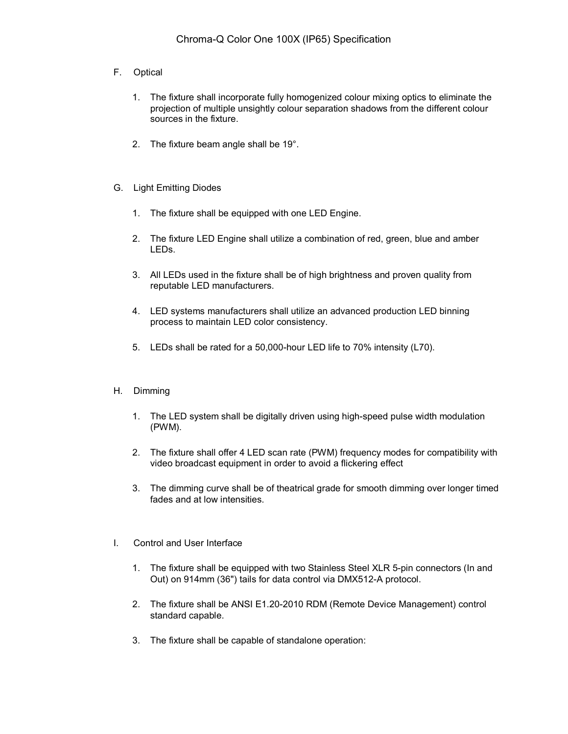F. Optical

1. The fixture shall incorporate fully homogenized colour mixing optics to eliminate the projection of multiple unsightly colour separation shadows from the different colour sources in the fixture.

2. The fixture beam angle shall be 19°.

G. Light Emitting Diodes

1. The fixture shall be equipped with one LED Engine.

2. The fixture LED Engine shall utilize a combination of red, green, blue and amber LEDs.

3. All LEDs used in the fixture shall be of high brightness and proven quality from reputable LED manufacturers.

4. LED systems manufacturers shall utilize an advanced production LED binning process to maintain LED color consistency.

5. LEDs shall be rated for a 50,000-hour LED life to 70% intensity (L70).

H. Dimming

1. The LED system shall be digitally driven using high-speed pulse width modulation (PWM).

2. The fixture shall offer 4 LED scan rate (PWM) frequency modes for compatibility with video broadcast equipment in order to avoid a flickering effect

3. The dimming curve shall be of theatrical grade for smooth dimming over longer timed fades and at low intensities.

I. Control and User Interface

1. The fixture shall be equipped with two Stainless Steel XLR 5-pin connectors (In and Out) on 914mm (36") tails for data control via DMX512-A protocol.

2. The fixture shall be ANSI E1.20-2010 RDM (Remote Device Management) control standard capable.

3. The fixture shall be capable of standalone operation: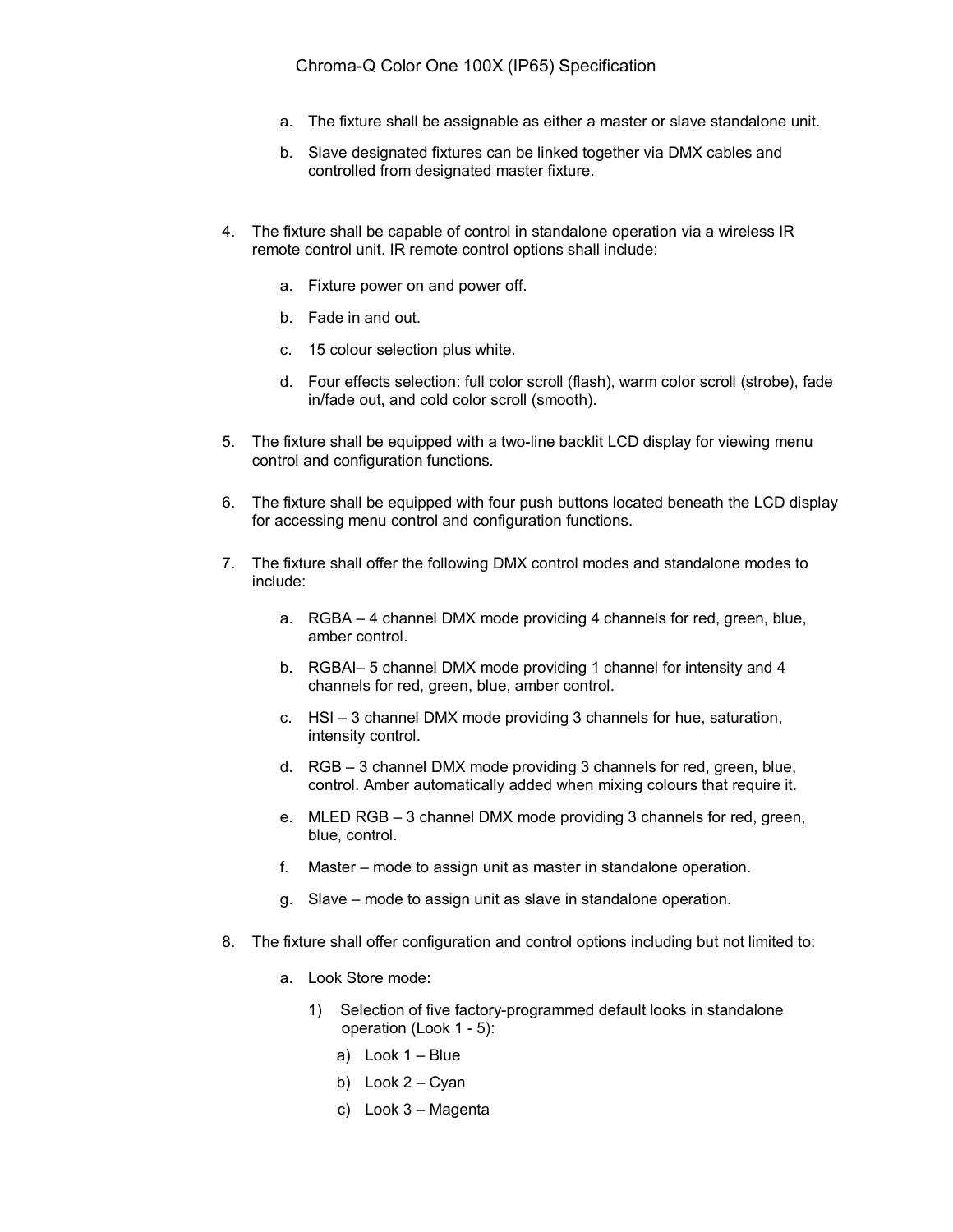a. The fixture shall be assignable as either a master or slave standalone unit.

b. Slave designated fixtures can be linked together via DMX cables and controlled from designated master fixture.

4. The fixture shall be capable of control in standalone operation via a wireless IR remote control unit. IR remote control options shall include:

    a. Fixture power on and power off.

    b. Fade in and out.

    c. 15 colour selection plus white.

    d. Four effects selection: full color scroll (flash), warm color scroll (strobe), fade in/fade out, and cold color scroll (smooth).

5. The fixture shall be equipped with a two-line backlit LCD display for viewing menu control and configuration functions.

6. The fixture shall be equipped with four push buttons located beneath the LCD display for accessing menu control and configuration functions.

7. The fixture shall offer the following DMX control modes and standalone modes to include:

    a. RGBA – 4 channel DMX mode providing 4 channels for red, green, blue, amber control.

    b. RGBAI– 5 channel DMX mode providing 1 channel for intensity and 4 channels for red, green, blue, amber control.

    c. HSI – 3 channel DMX mode providing 3 channels for hue, saturation, intensity control.

    d. RGB – 3 channel DMX mode providing 3 channels for red, green, blue, control. Amber automatically added when mixing colours that require it.

    e. MLED RGB – 3 channel DMX mode providing 3 channels for red, green, blue, control.

    f. Master – mode to assign unit as master in standalone operation.

    g. Slave – mode to assign unit as slave in standalone operation.

8. The fixture shall offer configuration and control options including but not limited to:

    a. Look Store mode:

        1) Selection of five factory-programmed default looks in standalone operation (Look 1 - 5):

            a) Look 1 – Blue

            b) Look 2 – Cyan

            c) Look 3 – Magenta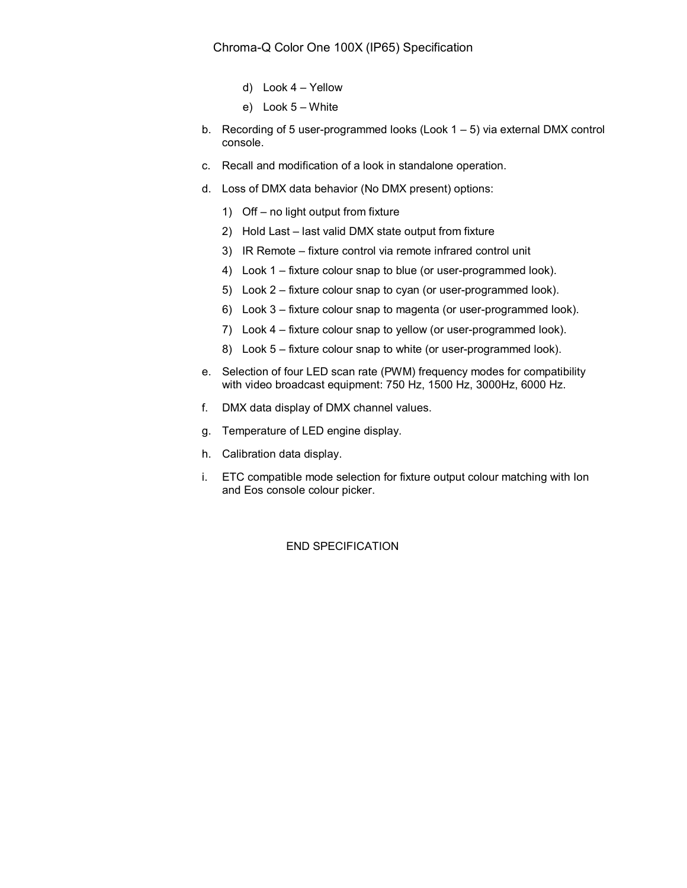d) Look 4 – Yellow
e) Look 5 – White

b. Recording of 5 user-programmed looks (Look 1 – 5) via external DMX control console.

c. Recall and modification of a look in standalone operation.

d. Loss of DMX data behavior (No DMX present) options:

1) Off – no light output from fixture
2) Hold Last – last valid DMX state output from fixture
3) IR Remote – fixture control via remote infrared control unit
4) Look 1 – fixture colour snap to blue (or user-programmed look).
5) Look 2 – fixture colour snap to cyan (or user-programmed look).
6) Look 3 – fixture colour snap to magenta (or user-programmed look).
7) Look 4 – fixture colour snap to yellow (or user-programmed look).
8) Look 5 – fixture colour snap to white (or user-programmed look).

e. Selection of four LED scan rate (PWM) frequency modes for compatibility with video broadcast equipment: 750 Hz, 1500 Hz, 3000Hz, 6000 Hz.

f. DMX data display of DMX channel values.

g. Temperature of LED engine display.

h. Calibration data display.

i. ETC compatible mode selection for fixture output colour matching with Ion and Eos console colour picker.

END SPECIFICATION